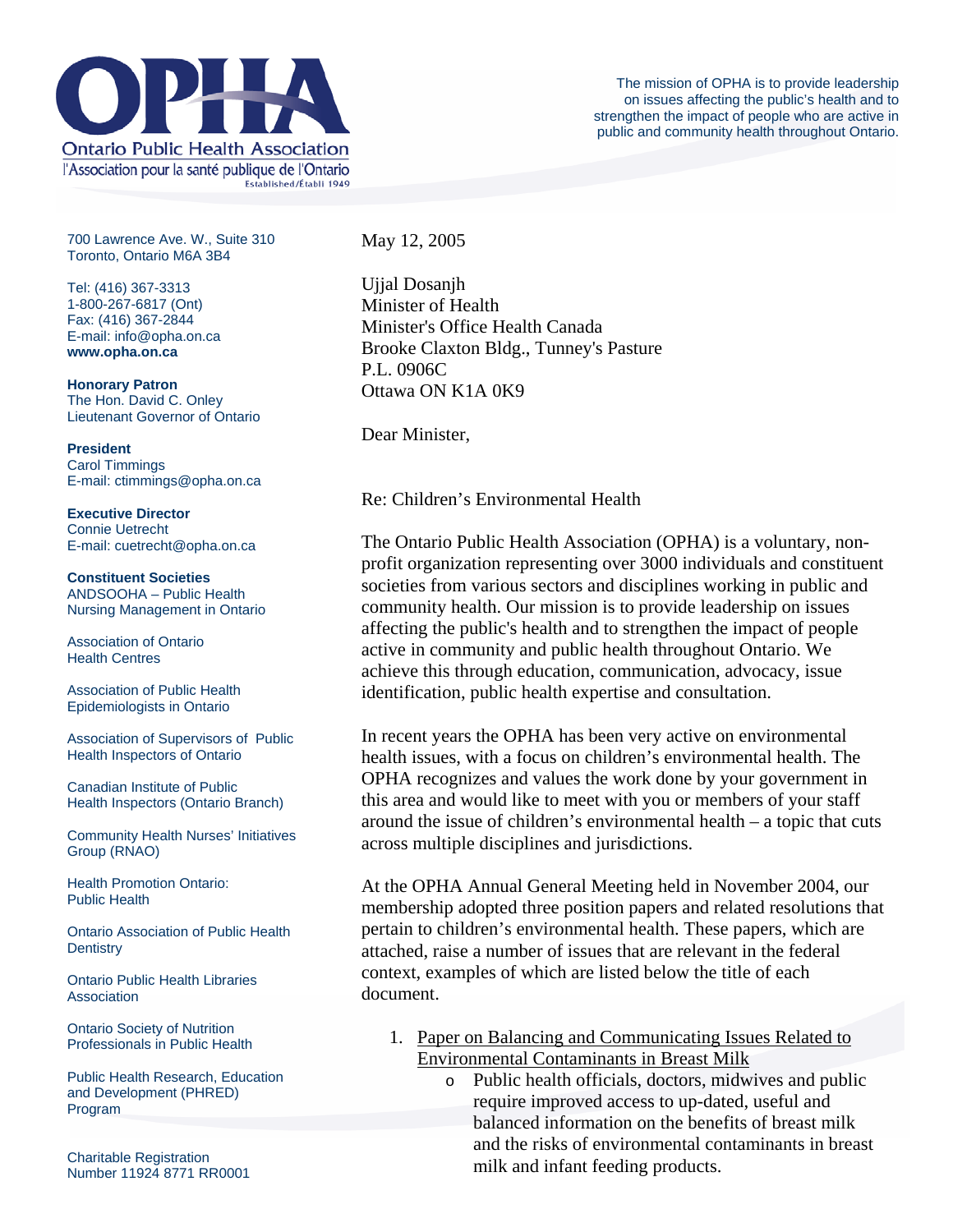# OPHA

Ontario Public Health Association

l'Association pour la santé publique de l'Ontario

Established/Établi 1949

The mission of OPHA is to provide leadership on issues affecting the public's health and to strengthen the impact of people who are active in public and community health throughout Ontario.

700 Lawrence Ave. W., Suite 310
Toronto, Ontario M6A 3B4

Tel: (416) 367-3313
1-800-267-6817 (Ont)
Fax: (416) 367-2844
E-mail: info@opha.on.ca
**www.opha.on.ca**

**Honorary Patron**
The Hon. David C. Onley
Lieutenant Governor of Ontario

**President**
Carol Timmings
E-mail: ctimmings@opha.on.ca

**Executive Director**
Connie Uetrecht
E-mail: cuetrecht@opha.on.ca

**Constituent Societies**

ANDSOOHA – Public Health Nursing Management in Ontario

Association of Ontario Health Centres

Association of Public Health Epidemiologists in Ontario

Association of Supervisors of Public Health Inspectors of Ontario

Canadian Institute of Public Health Inspectors (Ontario Branch)

Community Health Nurses' Initiatives Group (RNAO)

Health Promotion Ontario: Public Health

Ontario Association of Public Health Dentistry

Ontario Public Health Libraries Association

Ontario Society of Nutrition Professionals in Public Health

Public Health Research, Education and Development (PHRED) Program

Charitable Registration Number 11924 8771 RR0001

May 12, 2005

Ujjal Dosanjh
Minister of Health
Minister's Office Health Canada
Brooke Claxton Bldg., Tunney's Pasture
P.L. 0906C
Ottawa ON K1A 0K9

Dear Minister,

Re: Children's Environmental Health

The Ontario Public Health Association (OPHA) is a voluntary, non-profit organization representing over 3000 individuals and constituent societies from various sectors and disciplines working in public and community health. Our mission is to provide leadership on issues affecting the public's health and to strengthen the impact of people active in community and public health throughout Ontario. We achieve this through education, communication, advocacy, issue identification, public health expertise and consultation.

In recent years the OPHA has been very active on environmental health issues, with a focus on children's environmental health. The OPHA recognizes and values the work done by your government in this area and would like to meet with you or members of your staff around the issue of children's environmental health – a topic that cuts across multiple disciplines and jurisdictions.

At the OPHA Annual General Meeting held in November 2004, our membership adopted three position papers and related resolutions that pertain to children's environmental health. These papers, which are attached, raise a number of issues that are relevant in the federal context, examples of which are listed below the title of each document.

1. Paper on Balancing and Communicating Issues Related to Environmental Contaminants in Breast Milk
   - Public health officials, doctors, midwives and public require improved access to up-dated, useful and balanced information on the benefits of breast milk and the risks of environmental contaminants in breast milk and infant feeding products.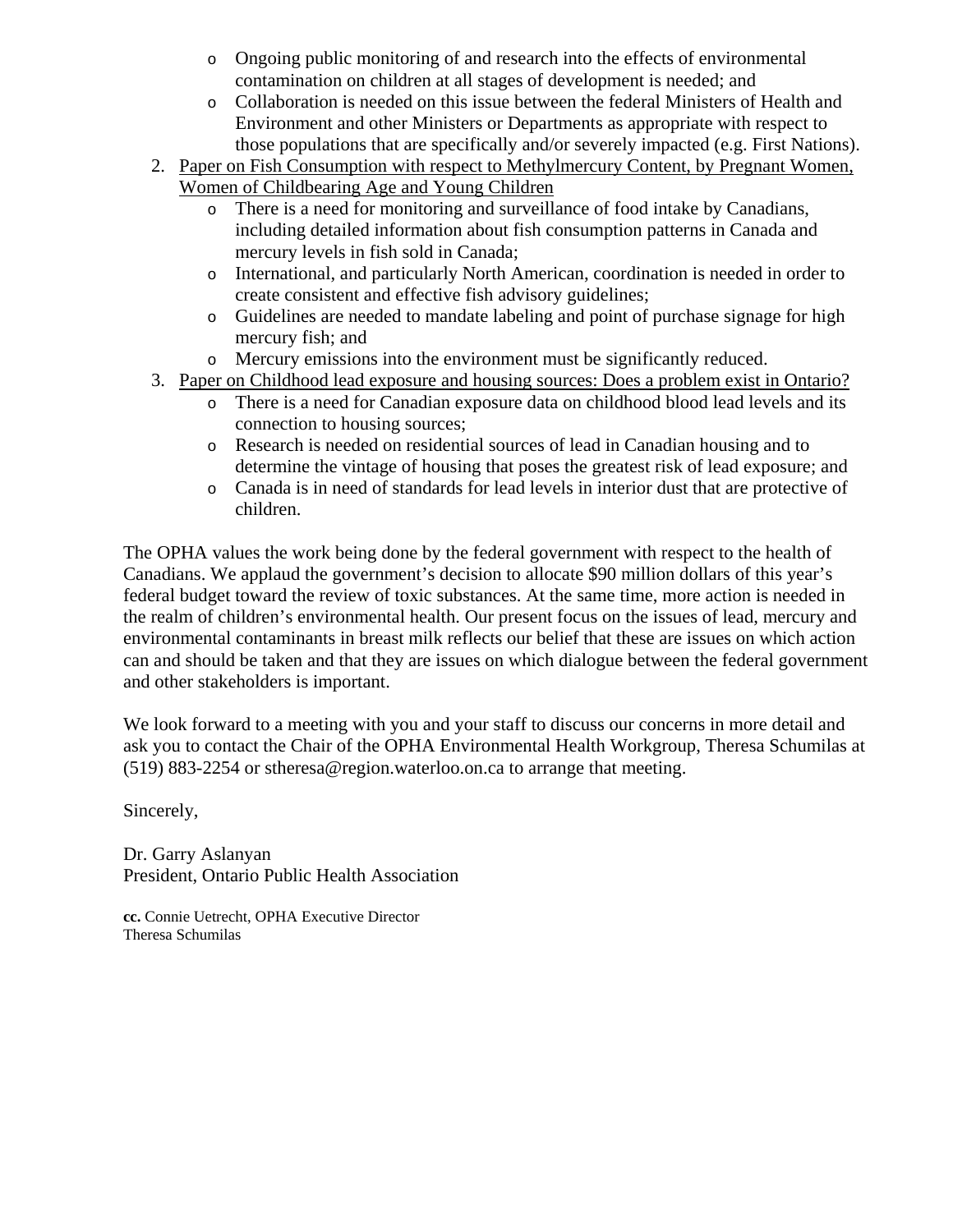- Ongoing public monitoring of and research into the effects of environmental contamination on children at all stages of development is needed; and
  - Collaboration is needed on this issue between the federal Ministers of Health and Environment and other Ministers or Departments as appropriate with respect to those populations that are specifically and/or severely impacted (e.g. First Nations).

2. <u>Paper on Fish Consumption with respect to Methylmercury Content, by Pregnant Women, Women of Childbearing Age and Young Children</u>
   - There is a need for monitoring and surveillance of food intake by Canadians, including detailed information about fish consumption patterns in Canada and mercury levels in fish sold in Canada;
   - International, and particularly North American, coordination is needed in order to create consistent and effective fish advisory guidelines;
   - Guidelines are needed to mandate labeling and point of purchase signage for high mercury fish; and
   - Mercury emissions into the environment must be significantly reduced.
3. <u>Paper on Childhood lead exposure and housing sources: Does a problem exist in Ontario?</u>
   - There is a need for Canadian exposure data on childhood blood lead levels and its connection to housing sources;
   - Research is needed on residential sources of lead in Canadian housing and to determine the vintage of housing that poses the greatest risk of lead exposure; and
   - Canada is in need of standards for lead levels in interior dust that are protective of children.

The OPHA values the work being done by the federal government with respect to the health of Canadians. We applaud the government's decision to allocate $90 million dollars of this year's federal budget toward the review of toxic substances. At the same time, more action is needed in the realm of children's environmental health. Our present focus on the issues of lead, mercury and environmental contaminants in breast milk reflects our belief that these are issues on which action can and should be taken and that they are issues on which dialogue between the federal government and other stakeholders is important.

We look forward to a meeting with you and your staff to discuss our concerns in more detail and ask you to contact the Chair of the OPHA Environmental Health Workgroup, Theresa Schumilas at (519) 883-2254 or stheresa@region.waterloo.on.ca to arrange that meeting.

Sincerely,

Dr. Garry Aslanyan
President, Ontario Public Health Association

**cc.** Connie Uetrecht, OPHA Executive Director
Theresa Schumilas